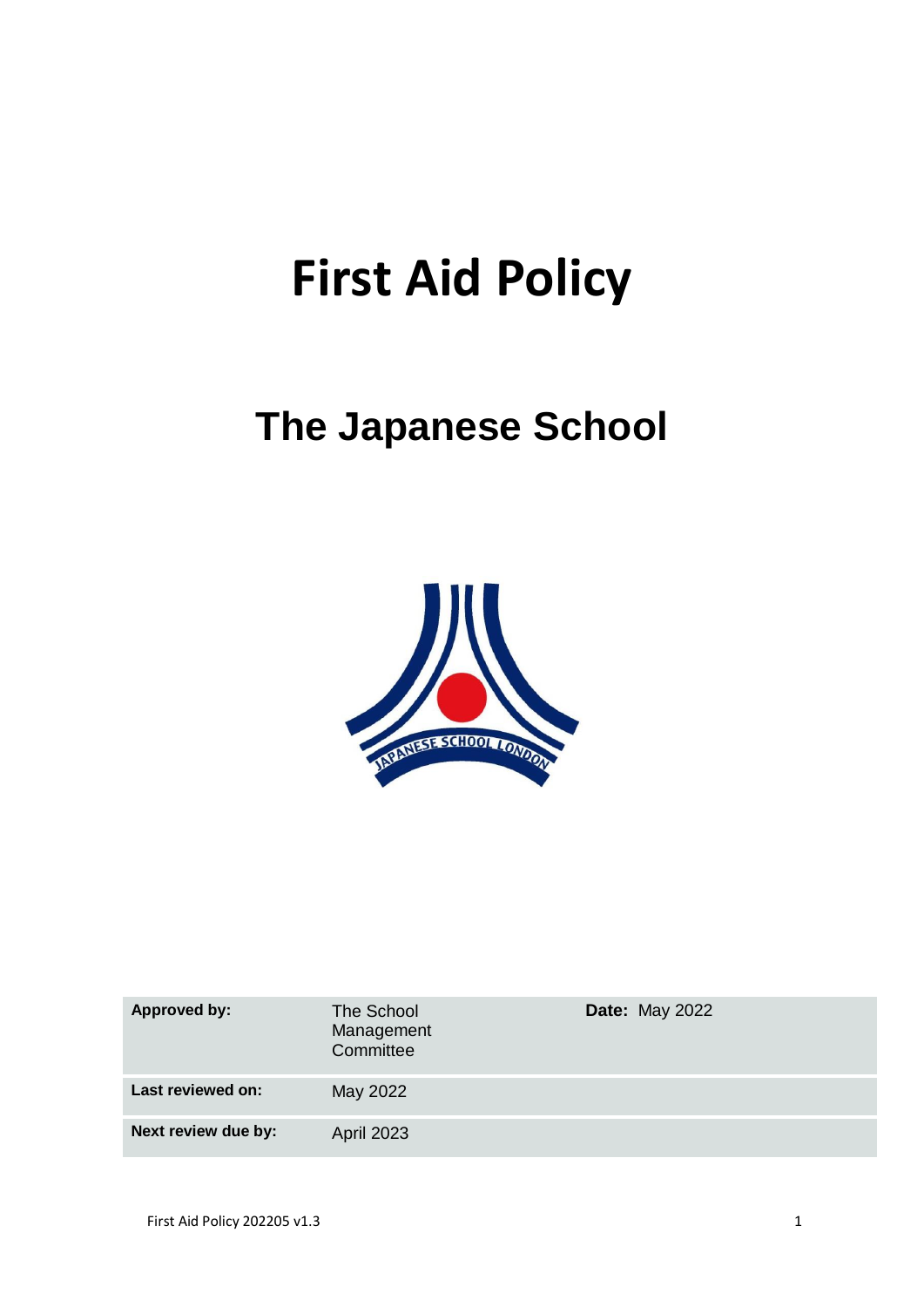# First Aid Policy

## The Japanese School

| Approved by: | The School Management Committee | Date: May 2022 |
|---|---|---|
| Last reviewed on: | May 2022 | |
| Next review due by: | April 2023 | |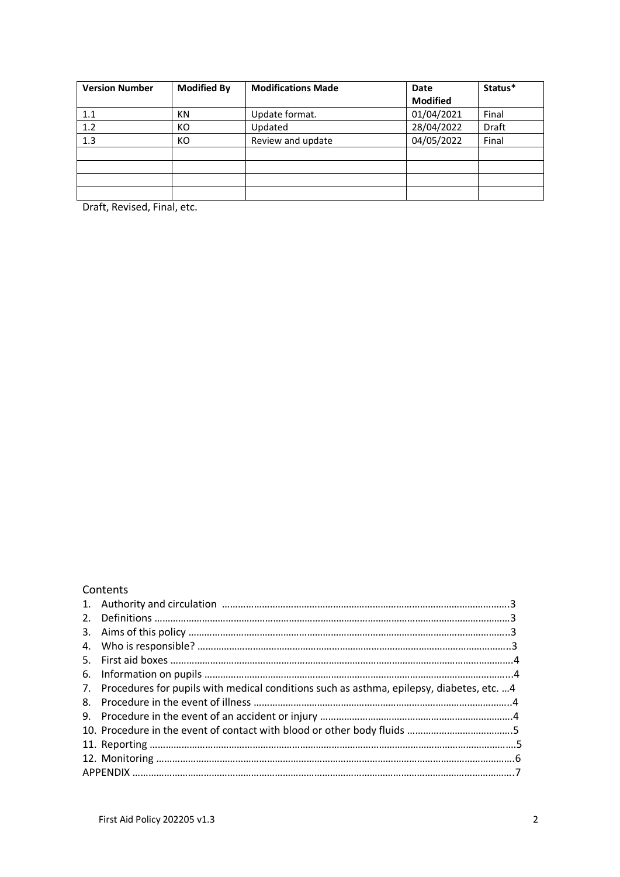| Version Number | Modified By | Modifications Made | Date Modified | Status* |
|---|---|---|---|---|
| 1.1 | KN | Update format. | 01/04/2021 | Final |
| 1.2 | KO | Updated | 28/04/2022 | Draft |
| 1.3 | KO | Review and update | 04/05/2022 | Final |
| | | | | |
| | | | | |
| | | | | |
| | | | | |

Draft, Revised, Final, etc.

Contents

1. Authority and circulation ....3
2. Definitions ....3
3. Aims of this policy ....3
4. Who is responsible? ....3
5. First aid boxes ....4
6. Information on pupils ....4
7. Procedures for pupils with medical conditions such as asthma, epilepsy, diabetes, etc. ...4
8. Procedure in the event of illness ....4
9. Procedure in the event of an accident or injury ....4
10. Procedure in the event of contact with blood or other body fluids ....5
11. Reporting ....5
12. Monitoring ....6

APPENDIX ....7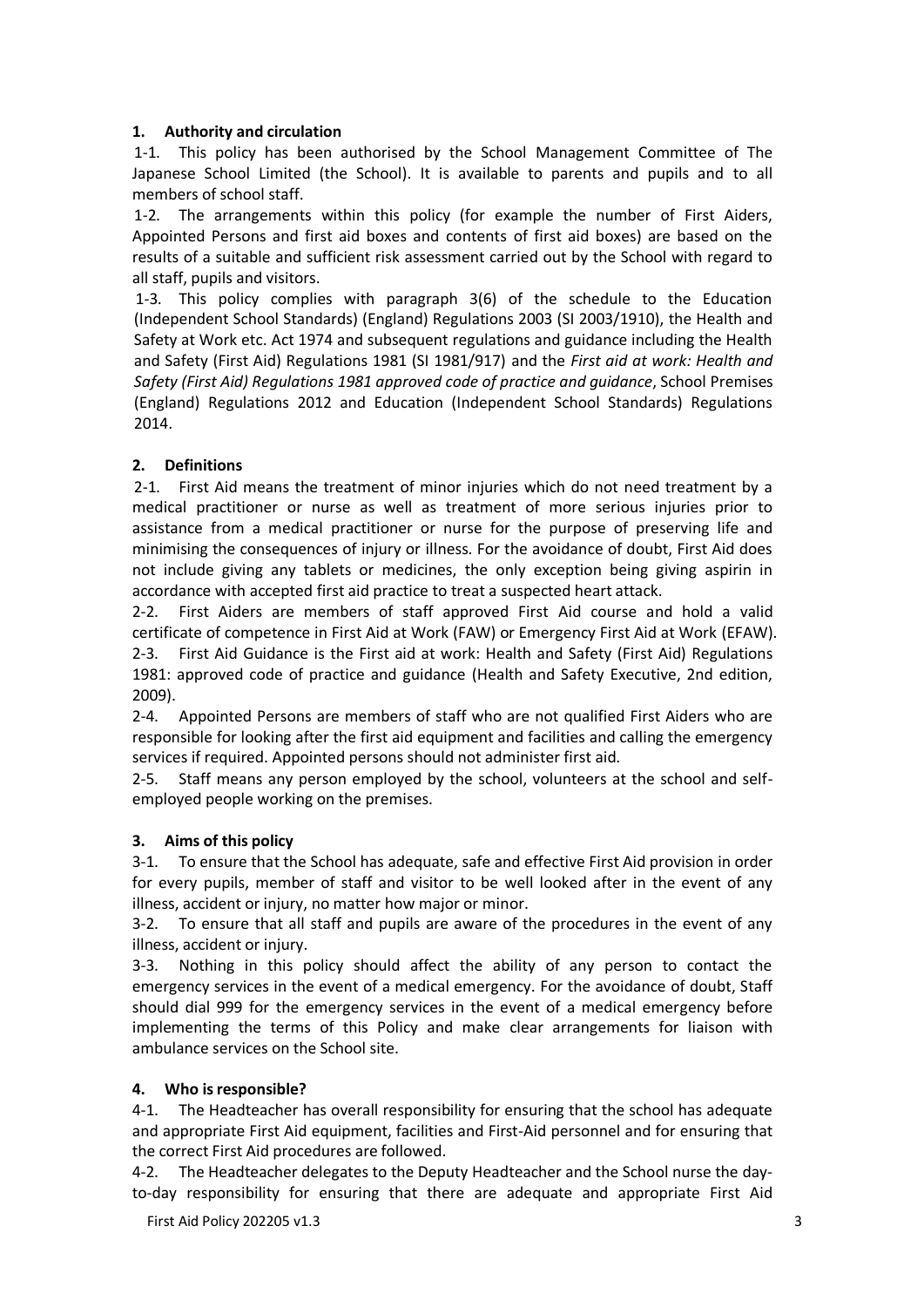## 1. Authority and circulation

1-1. This policy has been authorised by the School Management Committee of The Japanese School Limited (the School). It is available to parents and pupils and to all members of school staff.

1-2. The arrangements within this policy (for example the number of First Aiders, Appointed Persons and first aid boxes and contents of first aid boxes) are based on the results of a suitable and sufficient risk assessment carried out by the School with regard to all staff, pupils and visitors.

1-3. This policy complies with paragraph 3(6) of the schedule to the Education (Independent School Standards) (England) Regulations 2003 (SI 2003/1910), the Health and Safety at Work etc. Act 1974 and subsequent regulations and guidance including the Health and Safety (First Aid) Regulations 1981 (SI 1981/917) and the *First aid at work: Health and Safety (First Aid) Regulations 1981 approved code of practice and guidance*, School Premises (England) Regulations 2012 and Education (Independent School Standards) Regulations 2014.

## 2. Definitions

2-1. First Aid means the treatment of minor injuries which do not need treatment by a medical practitioner or nurse as well as treatment of more serious injuries prior to assistance from a medical practitioner or nurse for the purpose of preserving life and minimising the consequences of injury or illness. For the avoidance of doubt, First Aid does not include giving any tablets or medicines, the only exception being giving aspirin in accordance with accepted first aid practice to treat a suspected heart attack.

2-2. First Aiders are members of staff approved First Aid course and hold a valid certificate of competence in First Aid at Work (FAW) or Emergency First Aid at Work (EFAW).

2-3. First Aid Guidance is the First aid at work: Health and Safety (First Aid) Regulations 1981: approved code of practice and guidance (Health and Safety Executive, 2nd edition, 2009).

2-4. Appointed Persons are members of staff who are not qualified First Aiders who are responsible for looking after the first aid equipment and facilities and calling the emergency services if required. Appointed persons should not administer first aid.

2-5. Staff means any person employed by the school, volunteers at the school and self-employed people working on the premises.

## 3. Aims of this policy

3-1. To ensure that the School has adequate, safe and effective First Aid provision in order for every pupils, member of staff and visitor to be well looked after in the event of any illness, accident or injury, no matter how major or minor.

3-2. To ensure that all staff and pupils are aware of the procedures in the event of any illness, accident or injury.

3-3. Nothing in this policy should affect the ability of any person to contact the emergency services in the event of a medical emergency. For the avoidance of doubt, Staff should dial 999 for the emergency services in the event of a medical emergency before implementing the terms of this Policy and make clear arrangements for liaison with ambulance services on the School site.

## 4. Who is responsible?

4-1. The Headteacher has overall responsibility for ensuring that the school has adequate and appropriate First Aid equipment, facilities and First-Aid personnel and for ensuring that the correct First Aid procedures are followed.

4-2. The Headteacher delegates to the Deputy Headteacher and the School nurse the day-to-day responsibility for ensuring that there are adequate and appropriate First Aid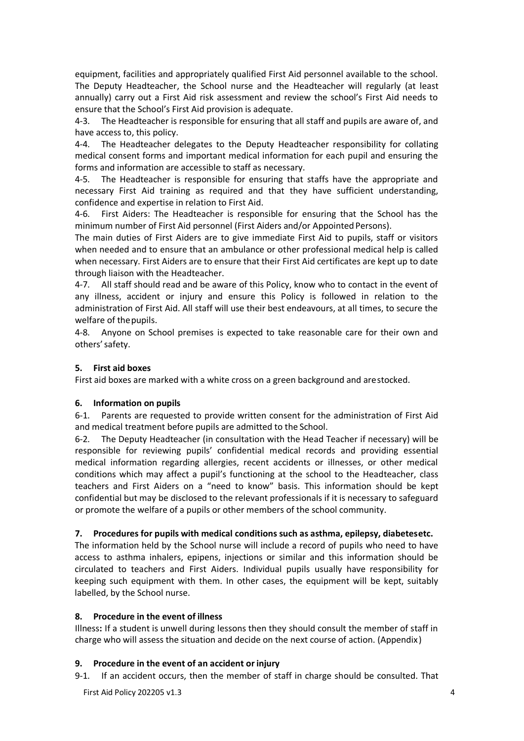equipment, facilities and appropriately qualified First Aid personnel available to the school. The Deputy Headteacher, the School nurse and the Headteacher will regularly (at least annually) carry out a First Aid risk assessment and review the school's First Aid needs to ensure that the School's First Aid provision is adequate.

4-3. The Headteacher is responsible for ensuring that all staff and pupils are aware of, and have access to, this policy.

4-4. The Headteacher delegates to the Deputy Headteacher responsibility for collating medical consent forms and important medical information for each pupil and ensuring the forms and information are accessible to staff as necessary.

4-5. The Headteacher is responsible for ensuring that staffs have the appropriate and necessary First Aid training as required and that they have sufficient understanding, confidence and expertise in relation to First Aid.

4-6. First Aiders: The Headteacher is responsible for ensuring that the School has the minimum number of First Aid personnel (First Aiders and/or Appointed Persons).

The main duties of First Aiders are to give immediate First Aid to pupils, staff or visitors when needed and to ensure that an ambulance or other professional medical help is called when necessary. First Aiders are to ensure that their First Aid certificates are kept up to date through liaison with the Headteacher.

4-7. All staff should read and be aware of this Policy, know who to contact in the event of any illness, accident or injury and ensure this Policy is followed in relation to the administration of First Aid. All staff will use their best endeavours, at all times, to secure the welfare of the pupils.

4-8. Anyone on School premises is expected to take reasonable care for their own and others' safety.

## 5. First aid boxes

First aid boxes are marked with a white cross on a green background and are stocked.

## 6. Information on pupils

6-1. Parents are requested to provide written consent for the administration of First Aid and medical treatment before pupils are admitted to the School.

6-2. The Deputy Headteacher (in consultation with the Head Teacher if necessary) will be responsible for reviewing pupils' confidential medical records and providing essential medical information regarding allergies, recent accidents or illnesses, or other medical conditions which may affect a pupil's functioning at the school to the Headteacher, class teachers and First Aiders on a "need to know" basis. This information should be kept confidential but may be disclosed to the relevant professionals if it is necessary to safeguard or promote the welfare of a pupils or other members of the school community.

## 7. Procedures for pupils with medical conditions such as asthma, epilepsy, diabetes etc.

The information held by the School nurse will include a record of pupils who need to have access to asthma inhalers, epipens, injections or similar and this information should be circulated to teachers and First Aiders. Individual pupils usually have responsibility for keeping such equipment with them. In other cases, the equipment will be kept, suitably labelled, by the School nurse.

## 8. Procedure in the event of illness

Illness**:** If a student is unwell during lessons then they should consult the member of staff in charge who will assess the situation and decide on the next course of action. (Appendix)

## 9. Procedure in the event of an accident or injury

9-1. If an accident occurs, then the member of staff in charge should be consulted. That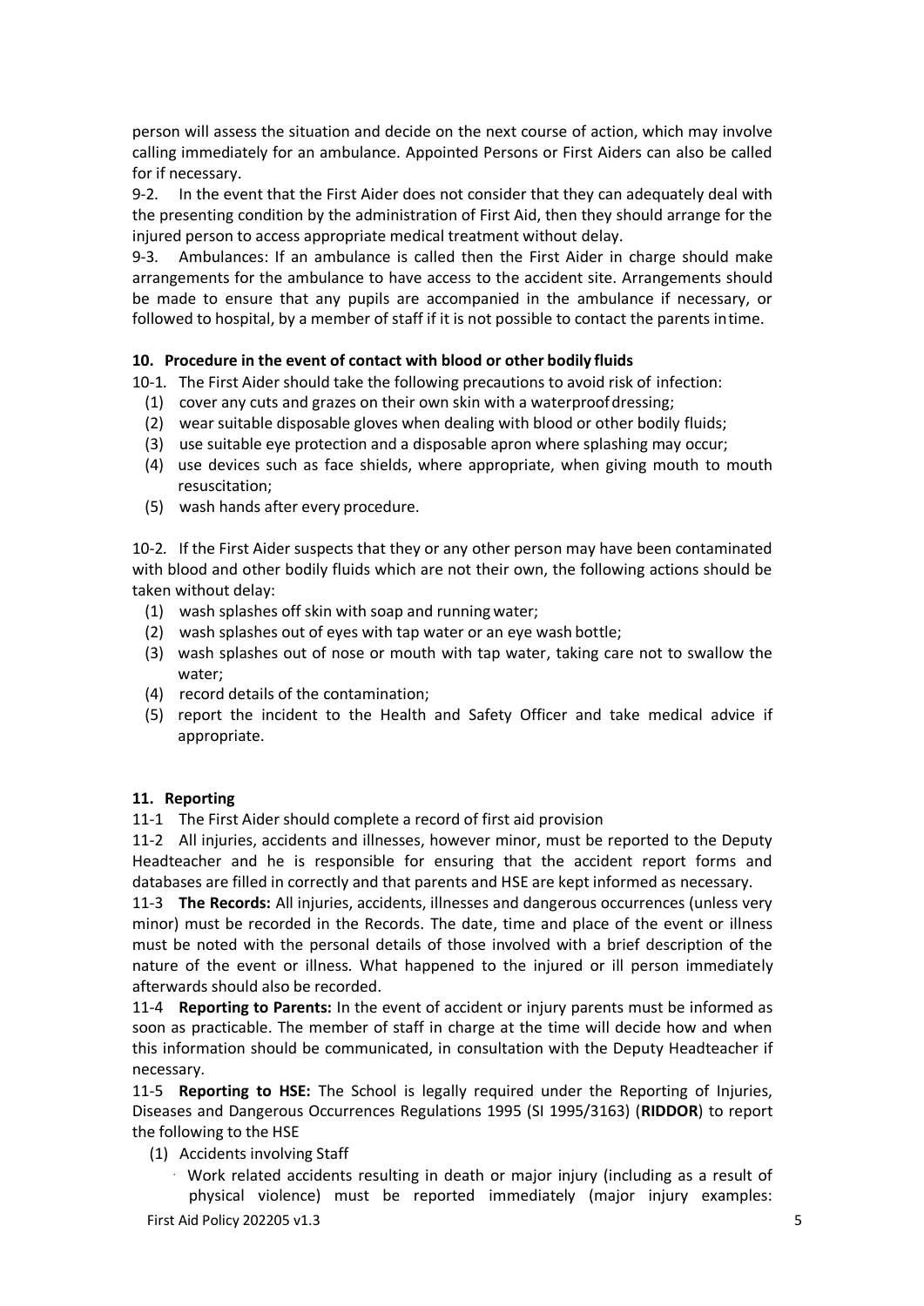person will assess the situation and decide on the next course of action, which may involve calling immediately for an ambulance. Appointed Persons or First Aiders can also be called for if necessary.

9-2. In the event that the First Aider does not consider that they can adequately deal with the presenting condition by the administration of First Aid, then they should arrange for the injured person to access appropriate medical treatment without delay.

9-3. Ambulances: If an ambulance is called then the First Aider in charge should make arrangements for the ambulance to have access to the accident site. Arrangements should be made to ensure that any pupils are accompanied in the ambulance if necessary, or followed to hospital, by a member of staff if it is not possible to contact the parents in time.

## 10. Procedure in the event of contact with blood or other bodily fluids

10-1. The First Aider should take the following precautions to avoid risk of infection:

(1) cover any cuts and grazes on their own skin with a waterproof dressing;
(2) wear suitable disposable gloves when dealing with blood or other bodily fluids;
(3) use suitable eye protection and a disposable apron where splashing may occur;
(4) use devices such as face shields, where appropriate, when giving mouth to mouth resuscitation;
(5) wash hands after every procedure.

10-2. If the First Aider suspects that they or any other person may have been contaminated with blood and other bodily fluids which are not their own, the following actions should be taken without delay:

(1) wash splashes off skin with soap and running water;
(2) wash splashes out of eyes with tap water or an eye wash bottle;
(3) wash splashes out of nose or mouth with tap water, taking care not to swallow the water;
(4) record details of the contamination;
(5) report the incident to the Health and Safety Officer and take medical advice if appropriate.

## 11. Reporting

11-1 The First Aider should complete a record of first aid provision

11-2 All injuries, accidents and illnesses, however minor, must be reported to the Deputy Headteacher and he is responsible for ensuring that the accident report forms and databases are filled in correctly and that parents and HSE are kept informed as necessary.

11-3 **The Records:** All injuries, accidents, illnesses and dangerous occurrences (unless very minor) must be recorded in the Records. The date, time and place of the event or illness must be noted with the personal details of those involved with a brief description of the nature of the event or illness. What happened to the injured or ill person immediately afterwards should also be recorded.

11-4 **Reporting to Parents:** In the event of accident or injury parents must be informed as soon as practicable. The member of staff in charge at the time will decide how and when this information should be communicated, in consultation with the Deputy Headteacher if necessary.

11-5 **Reporting to HSE:** The School is legally required under the Reporting of Injuries, Diseases and Dangerous Occurrences Regulations 1995 (SI 1995/3163) (**RIDDOR**) to report the following to the HSE

(1) Accidents involving Staff

- Work related accidents resulting in death or major injury (including as a result of physical violence) must be reported immediately (major injury examples: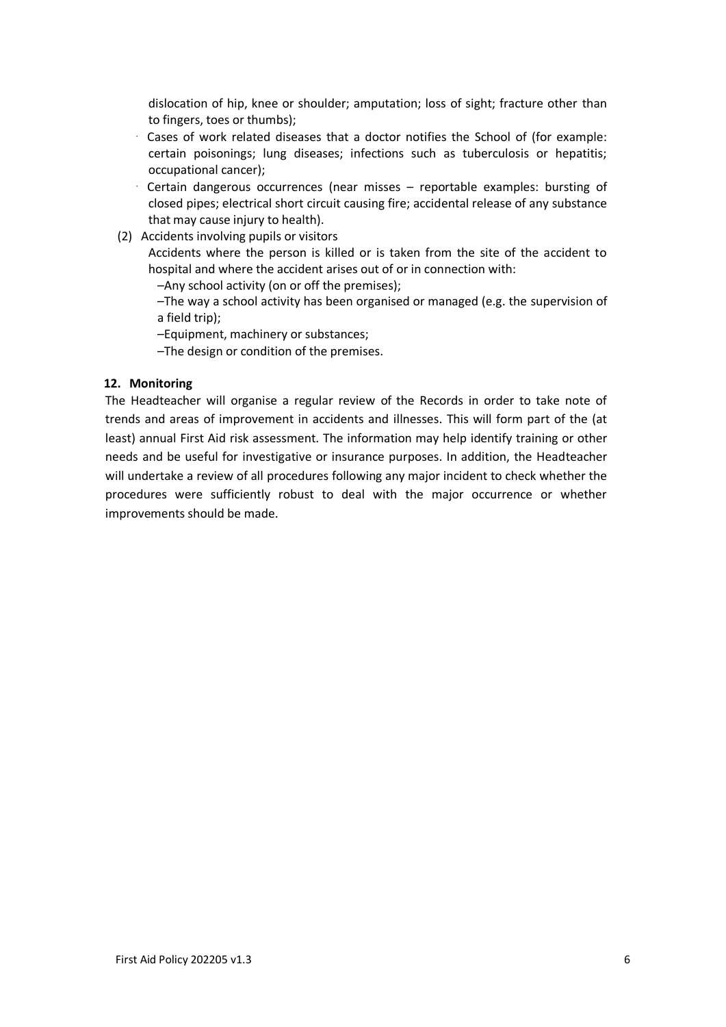dislocation of hip, knee or shoulder; amputation; loss of sight; fracture other than to fingers, toes or thumbs);

- Cases of work related diseases that a doctor notifies the School of (for example: certain poisonings; lung diseases; infections such as tuberculosis or hepatitis; occupational cancer);
- Certain dangerous occurrences (near misses – reportable examples: bursting of closed pipes; electrical short circuit causing fire; accidental release of any substance that may cause injury to health).

(2) Accidents involving pupils or visitors

Accidents where the person is killed or is taken from the site of the accident to hospital and where the accident arises out of or in connection with:

–Any school activity (on or off the premises);

–The way a school activity has been organised or managed (e.g. the supervision of a field trip);

–Equipment, machinery or substances;

–The design or condition of the premises.

## 12. Monitoring

The Headteacher will organise a regular review of the Records in order to take note of trends and areas of improvement in accidents and illnesses. This will form part of the (at least) annual First Aid risk assessment. The information may help identify training or other needs and be useful for investigative or insurance purposes. In addition, the Headteacher will undertake a review of all procedures following any major incident to check whether the procedures were sufficiently robust to deal with the major occurrence or whether improvements should be made.